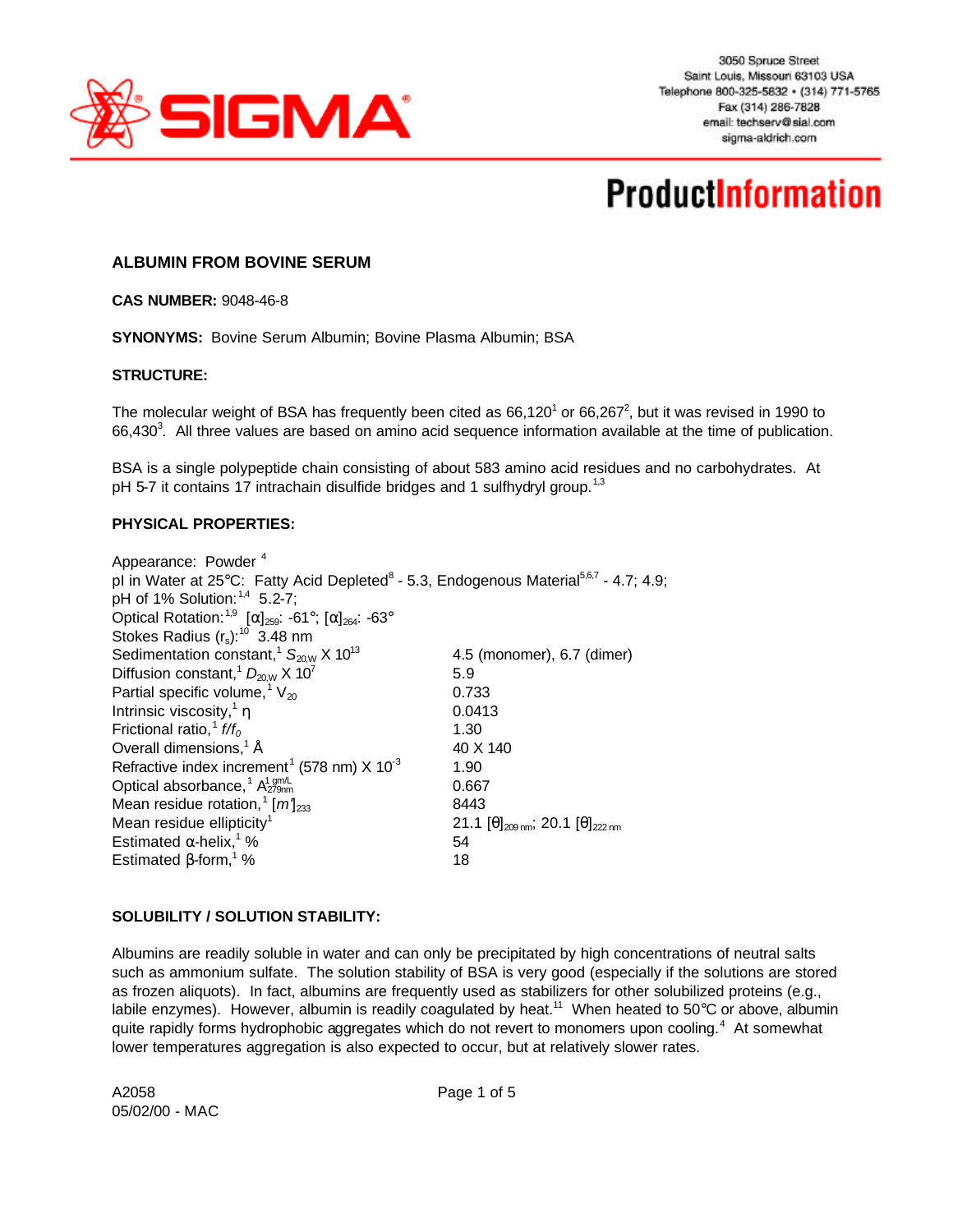3050 Spruce Street
Saint Louis, Missouri 63103 USA
Telephone 800-325-5832 • (314) 771-5765
Fax (314) 286-7828
email: techserv@sial.com
sigma-aldrich.com

# ProductInformation

## ALBUMIN FROM BOVINE SERUM

**CAS NUMBER:** 9048-46-8

**SYNONYMS:** Bovine Serum Albumin; Bovine Plasma Albumin; BSA

**STRUCTURE:**

The molecular weight of BSA has frequently been cited as 66,120[1] or 66,267[2], but it was revised in 1990 to 66,430[3]. All three values are based on amino acid sequence information available at the time of publication.

BSA is a single polypeptide chain consisting of about 583 amino acid residues and no carbohydrates. At pH 5-7 it contains 17 intrachain disulfide bridges and 1 sulfhydryl group.[1,3]

**PHYSICAL PROPERTIES:**

Appearance: Powder [4]
pI in Water at 25°C: Fatty Acid Depleted[8] - 5.3, Endogenous Material[5,6,7] - 4.7; 4.9;
pH of 1% Solution:[1,4] 5.2-7;
Optical Rotation:[1,9] $[\alpha]_{259}$: -61°; $[\alpha]_{264}$: -63°
Stokes Radius ($r_s$):[10] 3.48 nm

| Property | Value |
|---|---|
| Sedimentation constant,[1] $S_{20,W} \times 10^{13}$ | 4.5 (monomer), 6.7 (dimer) |
| Diffusion constant,[1] $D_{20,W} \times 10^{7}$ | 5.9 |
| Partial specific volume,[1] $V_{20}$ | 0.733 |
| Intrinsic viscosity,[1] $\eta$ | 0.0413 |
| Frictional ratio,[1] $f/f_0$ | 1.30 |
| Overall dimensions,[1] Å | 40 X 140 |
| Refractive index increment[1] (578 nm) $\times 10^{-3}$ | 1.90 |
| Optical absorbance,[1] $A^{1\ gm/L}_{279nm}$ | 0.667 |
| Mean residue rotation,[1] $[m']_{233}$ | 8443 |
| Mean residue ellipticity[1] | 21.1 $[\theta]_{209\ nm}$; 20.1 $[\theta]_{222\ nm}$ |
| Estimated α-helix,[1] % | 54 |
| Estimated β-form,[1] % | 18 |

**SOLUBILITY / SOLUTION STABILITY:**

Albumins are readily soluble in water and can only be precipitated by high concentrations of neutral salts such as ammonium sulfate. The solution stability of BSA is very good (especially if the solutions are stored as frozen aliquots). In fact, albumins are frequently used as stabilizers for other solubilized proteins (e.g., labile enzymes). However, albumin is readily coagulated by heat.[11] When heated to 50°C or above, albumin quite rapidly forms hydrophobic aggregates which do not revert to monomers upon cooling.[4] At somewhat lower temperatures aggregation is also expected to occur, but at relatively slower rates.

A2058
05/02/00 - MAC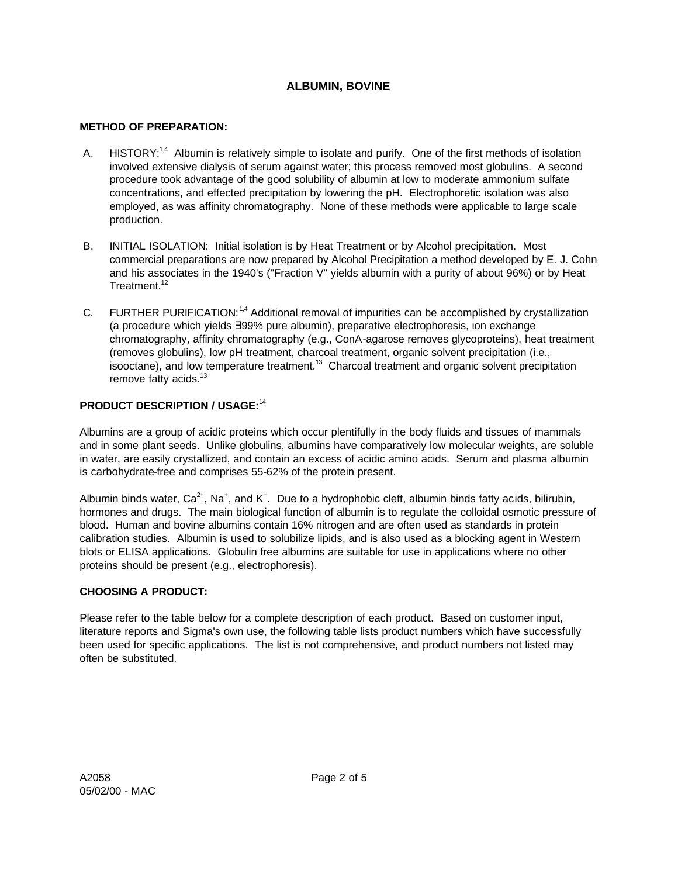## ALBUMIN, BOVINE

### METHOD OF PREPARATION:

A. HISTORY:[1,4] Albumin is relatively simple to isolate and purify. One of the first methods of isolation involved extensive dialysis of serum against water; this process removed most globulins. A second procedure took advantage of the good solubility of albumin at low to moderate ammonium sulfate concentrations, and effected precipitation by lowering the pH. Electrophoretic isolation was also employed, as was affinity chromatography. None of these methods were applicable to large scale production.

B. INITIAL ISOLATION: Initial isolation is by Heat Treatment or by Alcohol precipitation. Most commercial preparations are now prepared by Alcohol Precipitation a method developed by E. J. Cohn and his associates in the 1940's ("Fraction V" yields albumin with a purity of about 96%) or by Heat Treatment.[12]

C. FURTHER PURIFICATION:[1,4] Additional removal of impurities can be accomplished by crystallization (a procedure which yields ∃99% pure albumin), preparative electrophoresis, ion exchange chromatography, affinity chromatography (e.g., ConA-agarose removes glycoproteins), heat treatment (removes globulins), low pH treatment, charcoal treatment, organic solvent precipitation (i.e., isooctane), and low temperature treatment.[13] Charcoal treatment and organic solvent precipitation remove fatty acids.[13]

### PRODUCT DESCRIPTION / USAGE:[14]

Albumins are a group of acidic proteins which occur plentifully in the body fluids and tissues of mammals and in some plant seeds. Unlike globulins, albumins have comparatively low molecular weights, are soluble in water, are easily crystallized, and contain an excess of acidic amino acids. Serum and plasma albumin is carbohydrate-free and comprises 55-62% of the protein present.

Albumin binds water, $Ca^{2+}$, $Na^{+}$, and $K^{+}$. Due to a hydrophobic cleft, albumin binds fatty acids, bilirubin, hormones and drugs. The main biological function of albumin is to regulate the colloidal osmotic pressure of blood. Human and bovine albumins contain 16% nitrogen and are often used as standards in protein calibration studies. Albumin is used to solubilize lipids, and is also used as a blocking agent in Western blots or ELISA applications. Globulin free albumins are suitable for use in applications where no other proteins should be present (e.g., electrophoresis).

### CHOOSING A PRODUCT:

Please refer to the table below for a complete description of each product. Based on customer input, literature reports and Sigma's own use, the following table lists product numbers which have successfully been used for specific applications. The list is not comprehensive, and product numbers not listed may often be substituted.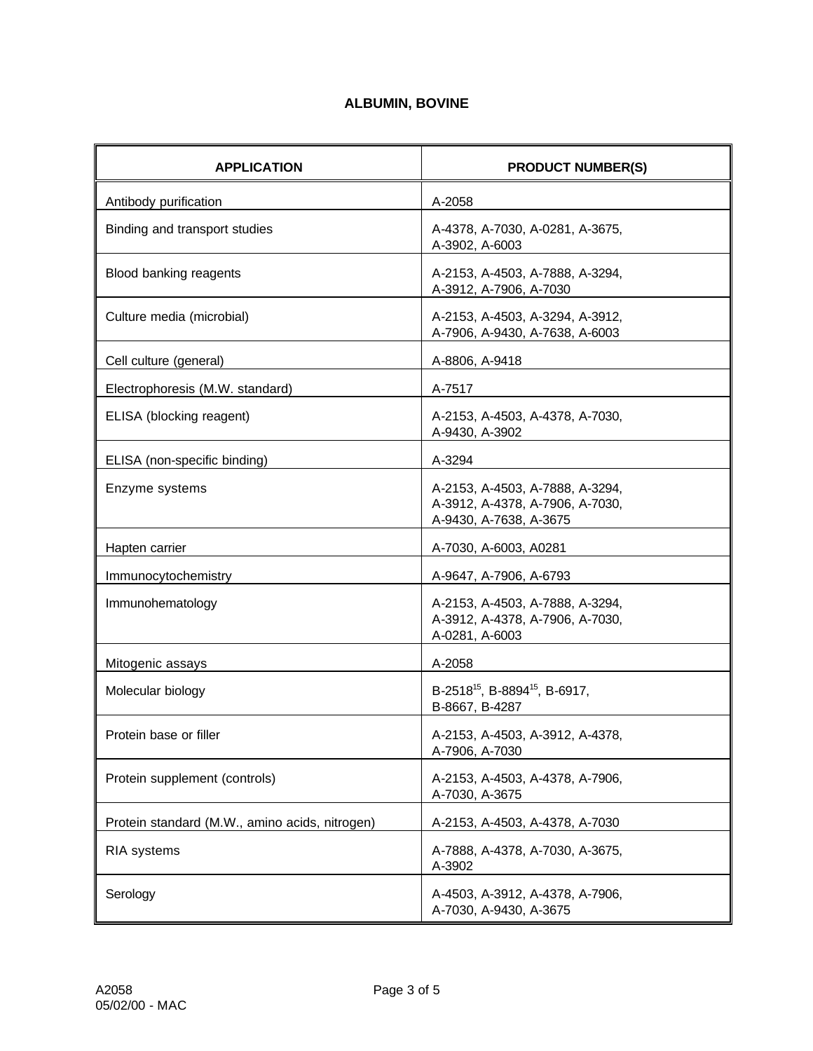## ALBUMIN, BOVINE

| APPLICATION | PRODUCT NUMBER(S) |
| --- | --- |
| Antibody purification | A-2058 |
| Binding and transport studies | A-4378, A-7030, A-0281, A-3675, A-3902, A-6003 |
| Blood banking reagents | A-2153, A-4503, A-7888, A-3294, A-3912, A-7906, A-7030 |
| Culture media (microbial) | A-2153, A-4503, A-3294, A-3912, A-7906, A-9430, A-7638, A-6003 |
| Cell culture (general) | A-8806, A-9418 |
| Electrophoresis (M.W. standard) | A-7517 |
| ELISA (blocking reagent) | A-2153, A-4503, A-4378, A-7030, A-9430, A-3902 |
| ELISA (non-specific binding) | A-3294 |
| Enzyme systems | A-2153, A-4503, A-7888, A-3294, A-3912, A-4378, A-7906, A-7030, A-9430, A-7638, A-3675 |
| Hapten carrier | A-7030, A-6003, A0281 |
| Immunocytochemistry | A-9647, A-7906, A-6793 |
| Immunohematology | A-2153, A-4503, A-7888, A-3294, A-3912, A-4378, A-7906, A-7030, A-0281, A-6003 |
| Mitogenic assays | A-2058 |
| Molecular biology | B-2518[15], B-8894[15], B-6917, B-8667, B-4287 |
| Protein base or filler | A-2153, A-4503, A-3912, A-4378, A-7906, A-7030 |
| Protein supplement (controls) | A-2153, A-4503, A-4378, A-7906, A-7030, A-3675 |
| Protein standard (M.W., amino acids, nitrogen) | A-2153, A-4503, A-4378, A-7030 |
| RIA systems | A-7888, A-4378, A-7030, A-3675, A-3902 |
| Serology | A-4503, A-3912, A-4378, A-7906, A-7030, A-9430, A-3675 |

A2058
05/02/00 - MAC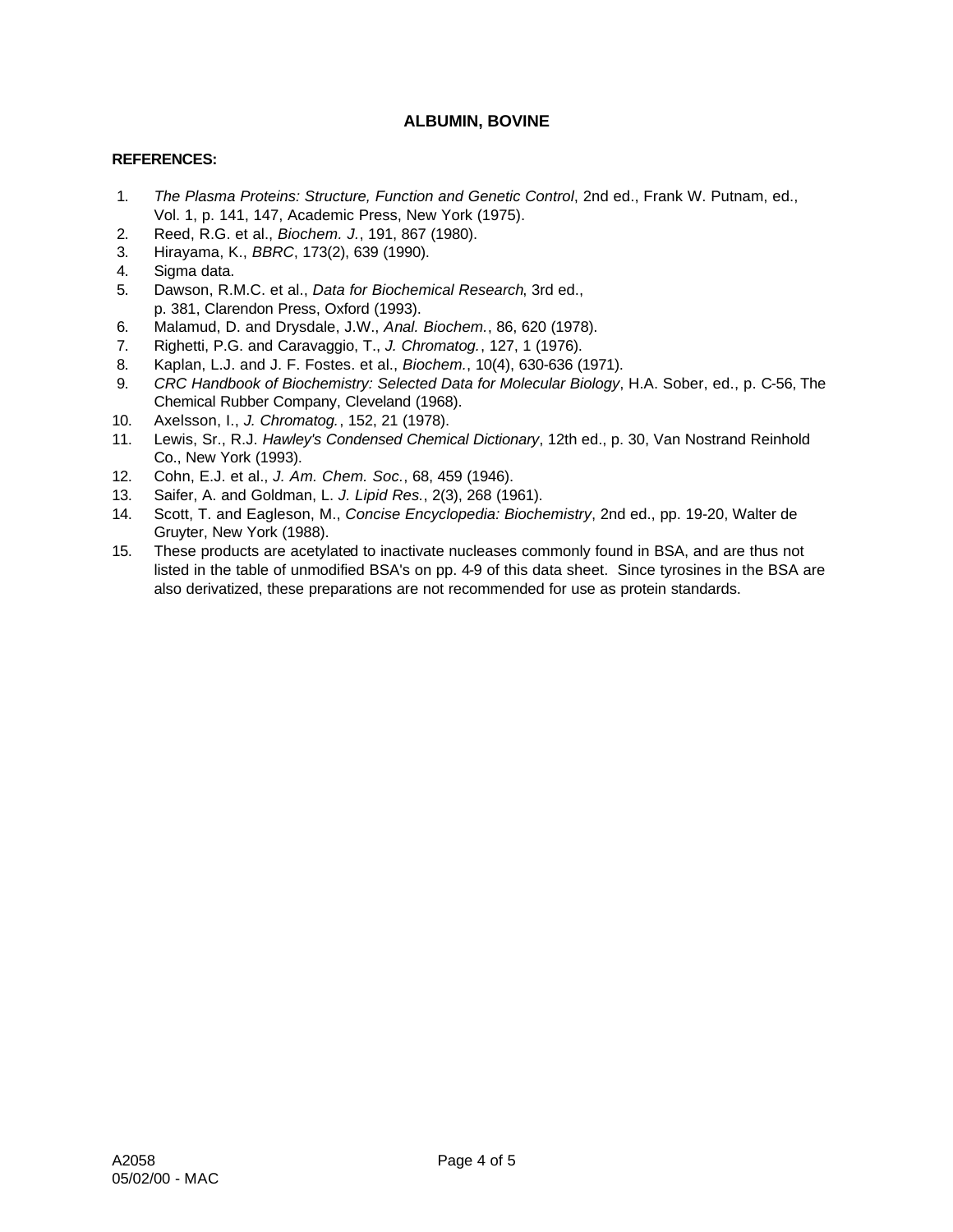### ALBUMIN, BOVINE

**REFERENCES:**

1. *The Plasma Proteins: Structure, Function and Genetic Control*, 2nd ed., Frank W. Putnam, ed., Vol. 1, p. 141, 147, Academic Press, New York (1975).
2. Reed, R.G. et al., *Biochem. J.*, 191, 867 (1980).
3. Hirayama, K., *BBRC*, 173(2), 639 (1990).
4. Sigma data.
5. Dawson, R.M.C. et al., *Data for Biochemical Research*, 3rd ed., p. 381, Clarendon Press, Oxford (1993).
6. Malamud, D. and Drysdale, J.W., *Anal. Biochem.*, 86, 620 (1978).
7. Righetti, P.G. and Caravaggio, T., *J. Chromatog.*, 127, 1 (1976).
8. Kaplan, L.J. and J. F. Fostes. et al., *Biochem.*, 10(4), 630-636 (1971).
9. *CRC Handbook of Biochemistry: Selected Data for Molecular Biology*, H.A. Sober, ed., p. C-56, The Chemical Rubber Company, Cleveland (1968).
10. Axelsson, I., *J. Chromatog.*, 152, 21 (1978).
11. Lewis, Sr., R.J. *Hawley's Condensed Chemical Dictionary*, 12th ed., p. 30, Van Nostrand Reinhold Co., New York (1993).
12. Cohn, E.J. et al., *J. Am. Chem. Soc.*, 68, 459 (1946).
13. Saifer, A. and Goldman, L. *J. Lipid Res.*, 2(3), 268 (1961).
14. Scott, T. and Eagleson, M., *Concise Encyclopedia: Biochemistry*, 2nd ed., pp. 19-20, Walter de Gruyter, New York (1988).
15. These products are acetylated to inactivate nucleases commonly found in BSA, and are thus not listed in the table of unmodified BSA's on pp. 4-9 of this data sheet. Since tyrosines in the BSA are also derivatized, these preparations are not recommended for use as protein standards.

A2058
05/02/00 - MAC